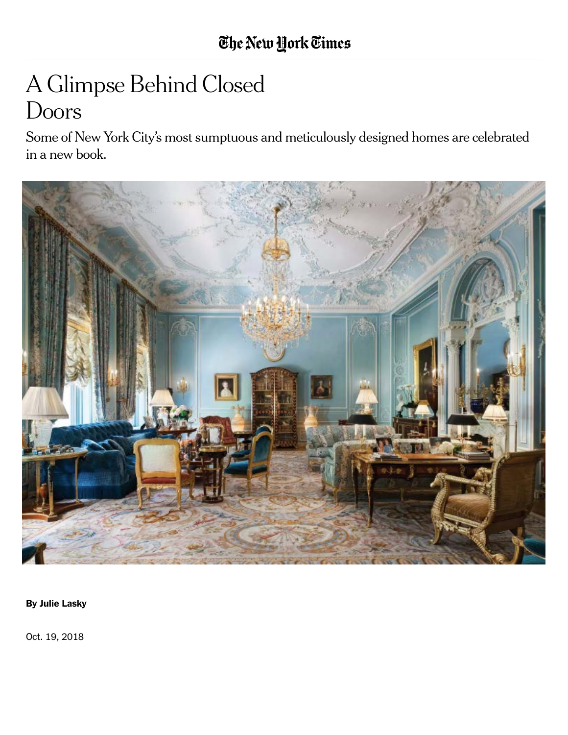The New York Times

# A Glimpse Behind Closed Doors

Some of New York City's most sumptuous and meticulously designed homes are celebrated in a new book.

**By Julie Lasky**

Oct. 19, 2018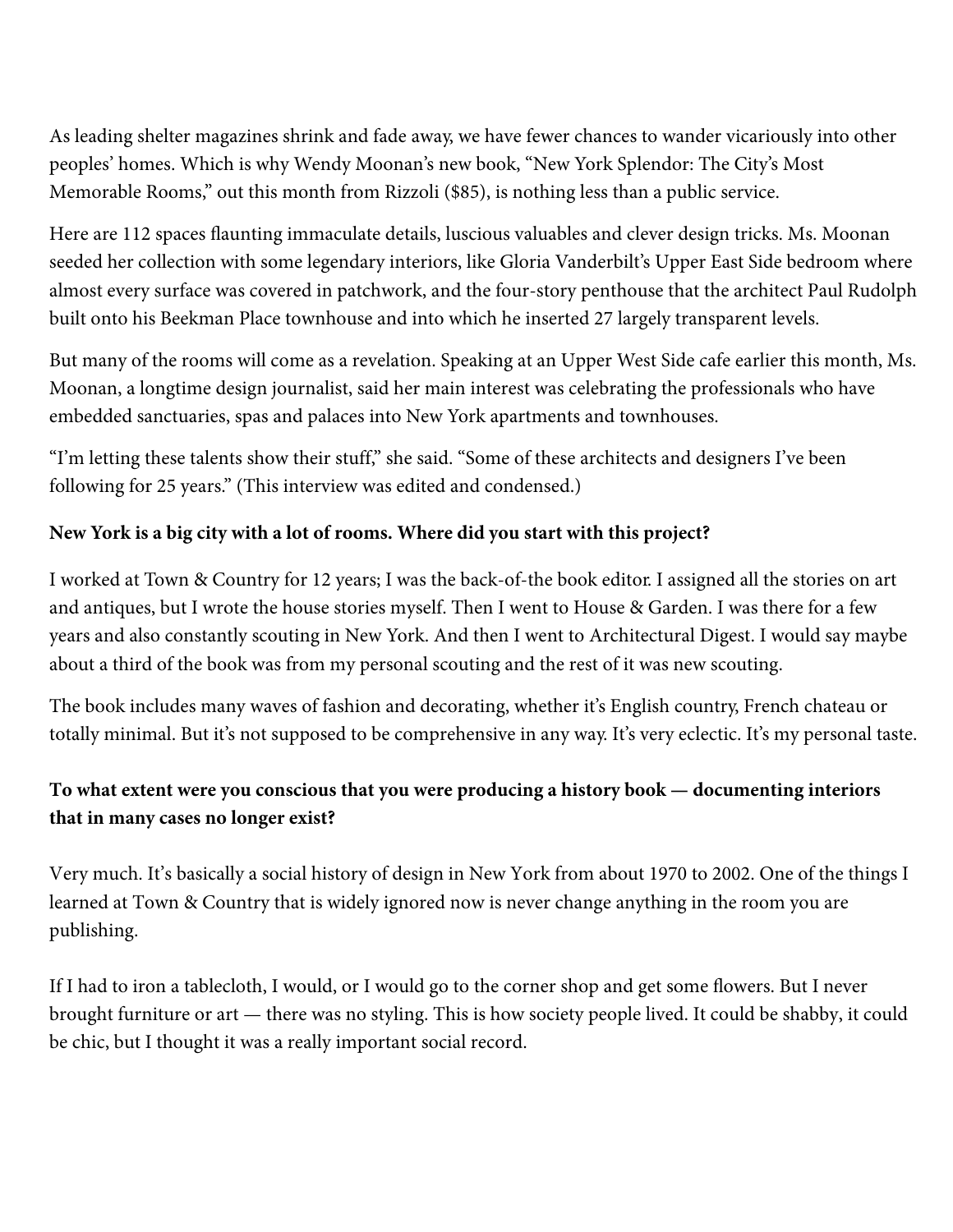As leading shelter magazines shrink and fade away, we have fewer chances to wander vicariously into other peoples' homes. Which is why Wendy Moonan's new book, "New York Splendor: The City's Most Memorable Rooms," out this month from Rizzoli ($85), is nothing less than a public service.

Here are 112 spaces flaunting immaculate details, luscious valuables and clever design tricks. Ms. Moonan seeded her collection with some legendary interiors, like Gloria Vanderbilt's Upper East Side bedroom where almost every surface was covered in patchwork, and the four-story penthouse that the architect Paul Rudolph built onto his Beekman Place townhouse and into which he inserted 27 largely transparent levels.

But many of the rooms will come as a revelation. Speaking at an Upper West Side cafe earlier this month, Ms. Moonan, a longtime design journalist, said her main interest was celebrating the professionals who have embedded sanctuaries, spas and palaces into New York apartments and townhouses.

"I'm letting these talents show their stuff," she said. "Some of these architects and designers I've been following for 25 years." (This interview was edited and condensed.)

**New York is a big city with a lot of rooms. Where did you start with this project?**

I worked at Town & Country for 12 years; I was the back-of-the book editor. I assigned all the stories on art and antiques, but I wrote the house stories myself. Then I went to House & Garden. I was there for a few years and also constantly scouting in New York. And then I went to Architectural Digest. I would say maybe about a third of the book was from my personal scouting and the rest of it was new scouting.

The book includes many waves of fashion and decorating, whether it's English country, French chateau or totally minimal. But it's not supposed to be comprehensive in any way. It's very eclectic. It's my personal taste.

**To what extent were you conscious that you were producing a history book — documenting interiors that in many cases no longer exist?**

Very much. It's basically a social history of design in New York from about 1970 to 2002. One of the things I learned at Town & Country that is widely ignored now is never change anything in the room you are publishing.

If I had to iron a tablecloth, I would, or I would go to the corner shop and get some flowers. But I never brought furniture or art — there was no styling. This is how society people lived. It could be shabby, it could be chic, but I thought it was a really important social record.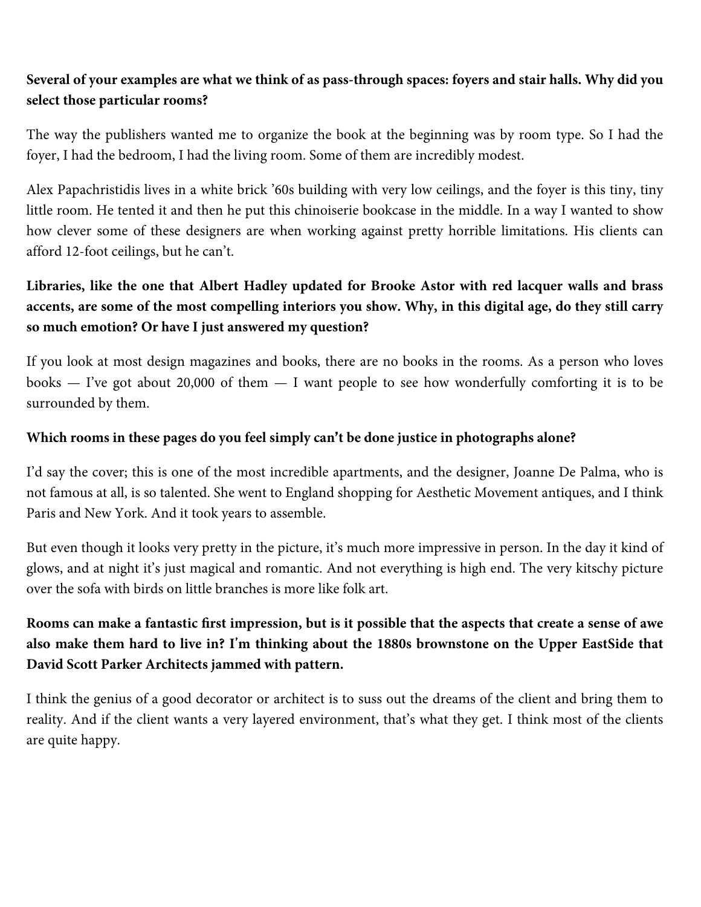**Several of your examples are what we think of as pass-through spaces: foyers and stair halls. Why did you select those particular rooms?**

The way the publishers wanted me to organize the book at the beginning was by room type. So I had the foyer, I had the bedroom, I had the living room. Some of them are incredibly modest.

Alex Papachristidis lives in a white brick ’60s building with very low ceilings, and the foyer is this tiny, tiny little room. He tented it and then he put this chinoiserie bookcase in the middle. In a way I wanted to show how clever some of these designers are when working against pretty horrible limitations. His clients can afford 12-foot ceilings, but he can’t.

**Libraries, like the one that Albert Hadley updated for Brooke Astor with red lacquer walls and brass accents, are some of the most compelling interiors you show. Why, in this digital age, do they still carry so much emotion? Or have I just answered my question?**

If you look at most design magazines and books, there are no books in the rooms. As a person who loves books — I’ve got about 20,000 of them — I want people to see how wonderfully comforting it is to be surrounded by them.

**Which rooms in these pages do you feel simply can’t be done justice in photographs alone?**

I’d say the cover; this is one of the most incredible apartments, and the designer, Joanne De Palma, who is not famous at all, is so talented. She went to England shopping for Aesthetic Movement antiques, and I think Paris and New York. And it took years to assemble.

But even though it looks very pretty in the picture, it’s much more impressive in person. In the day it kind of glows, and at night it’s just magical and romantic. And not everything is high end. The very kitschy picture over the sofa with birds on little branches is more like folk art.

**Rooms can make a fantastic first impression, but is it possible that the aspects that create a sense of awe also make them hard to live in? I’m thinking about the 1880s brownstone on the Upper EastSide that David Scott Parker Architects jammed with pattern.**

I think the genius of a good decorator or architect is to suss out the dreams of the client and bring them to reality. And if the client wants a very layered environment, that’s what they get. I think most of the clients are quite happy.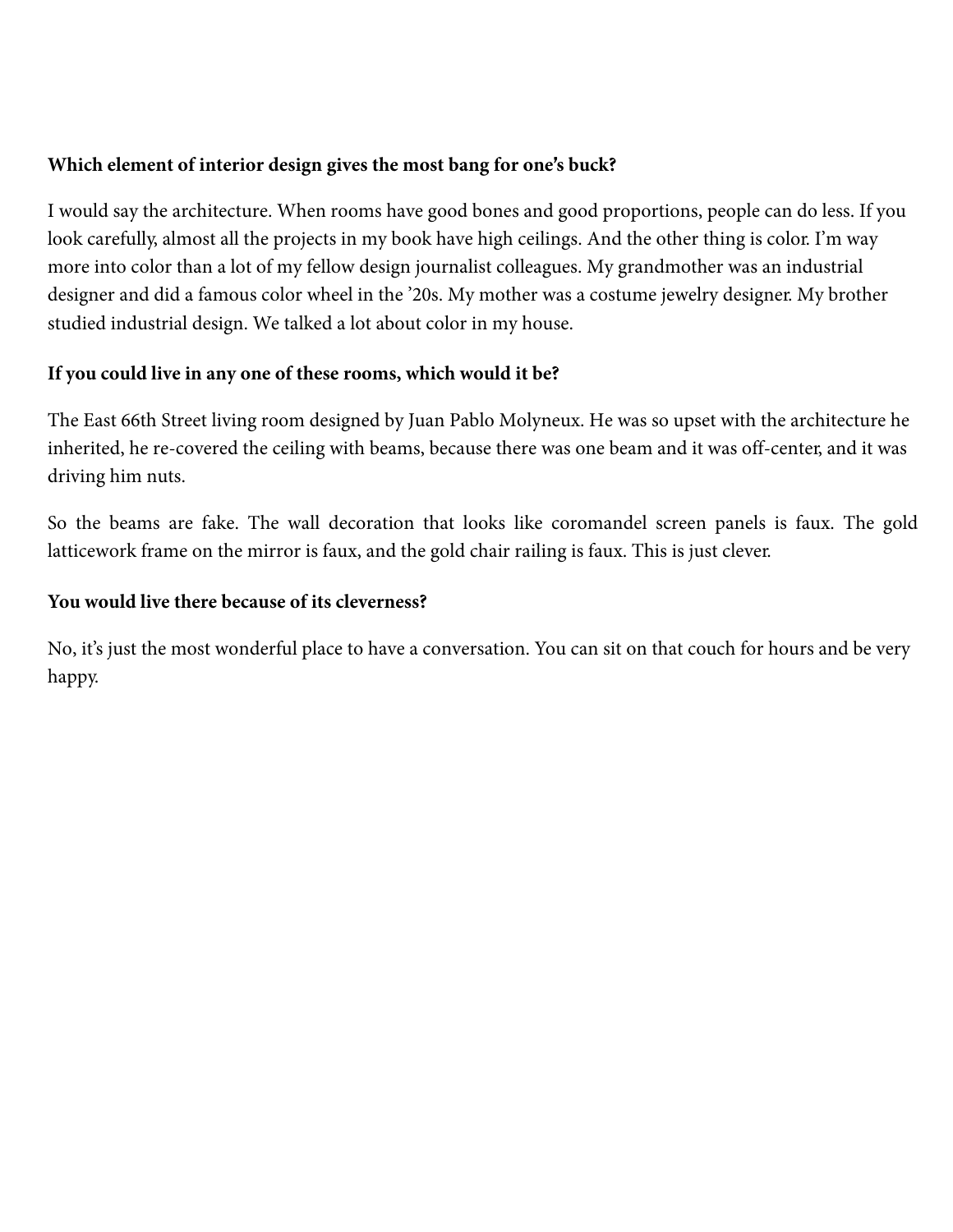**Which element of interior design gives the most bang for one's buck?**

I would say the architecture. When rooms have good bones and good proportions, people can do less. If you look carefully, almost all the projects in my book have high ceilings. And the other thing is color. I'm way more into color than a lot of my fellow design journalist colleagues. My grandmother was an industrial designer and did a famous color wheel in the '20s. My mother was a costume jewelry designer. My brother studied industrial design. We talked a lot about color in my house.

**If you could live in any one of these rooms, which would it be?**

The East 66th Street living room designed by Juan Pablo Molyneux. He was so upset with the architecture he inherited, he re-covered the ceiling with beams, because there was one beam and it was off-center, and it was driving him nuts.

So the beams are fake. The wall decoration that looks like coromandel screen panels is faux. The gold latticework frame on the mirror is faux, and the gold chair railing is faux. This is just clever.

**You would live there because of its cleverness?**

No, it's just the most wonderful place to have a conversation. You can sit on that couch for hours and be very happy.